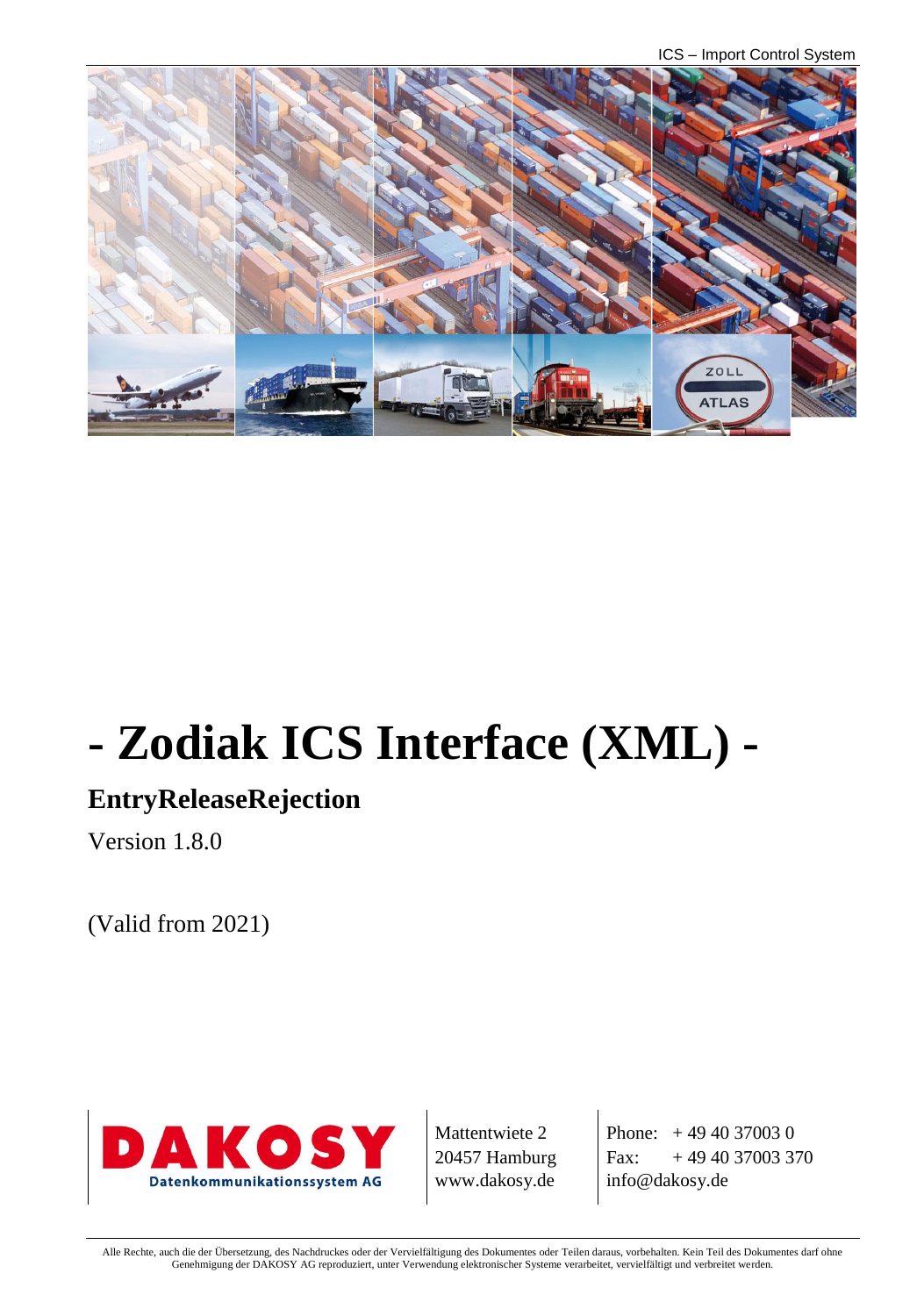# - Zodiak ICS Interface (XML) -

## EntryReleaseRejection

Version 1.8.0

(Valid from 2021)

DAKOSY
Datenkommunikationssystem AG

Mattentwiete 2
20457 Hamburg
www.dakosy.de

Phone: + 49 40 37003 0
Fax: + 49 40 37003 370
info@dakosy.de

Alle Rechte, auch die der Übersetzung, des Nachdruckes oder der Vervielfältigung des Dokumentes oder Teilen daraus, vorbehalten. Kein Teil des Dokumentes darf ohne Genehmigung der DAKOSY AG reproduziert, unter Verwendung elektronischer Systeme verarbeitet, vervielfältigt und verbreitet werden.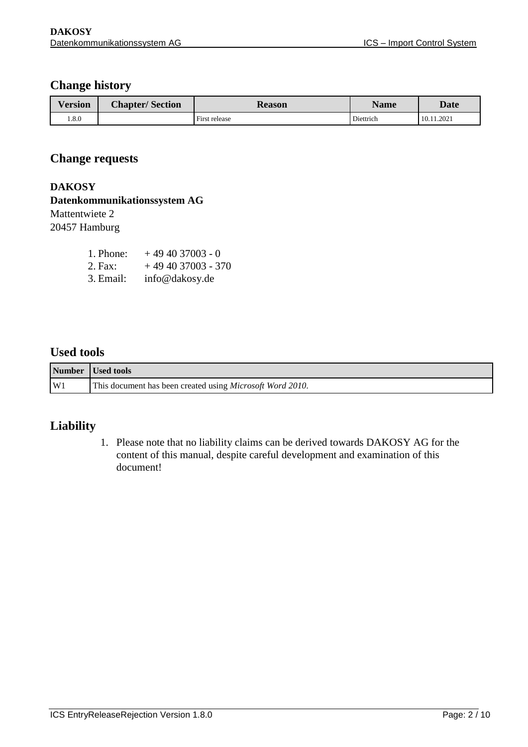## Change history

| Version | Chapter/ Section | Reason | Name | Date |
|---|---|---|---|---|
| 1.8.0 | | First release | Diettrich | 10.11.2021 |

## Change requests

**DAKOSY**
**Datenkommunikationssystem AG**
Mattentwiete 2
20457 Hamburg

1. Phone: + 49 40 37003 - 0
2. Fax: + 49 40 37003 - 370
3. Email: info@dakosy.de

## Used tools

| Number | Used tools |
|---|---|
| W1 | This document has been created using *Microsoft Word 2010*. |

## Liability

1. Please note that no liability claims can be derived towards DAKOSY AG for the content of this manual, despite careful development and examination of this document!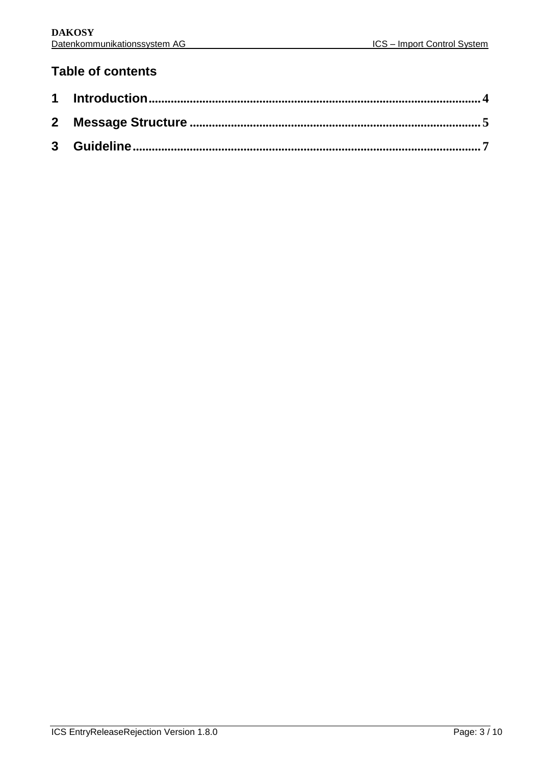## Table of contents

1 Introduction........................................................................................................4

2 Message Structure ............................................................................................5

3 Guideline............................................................................................................7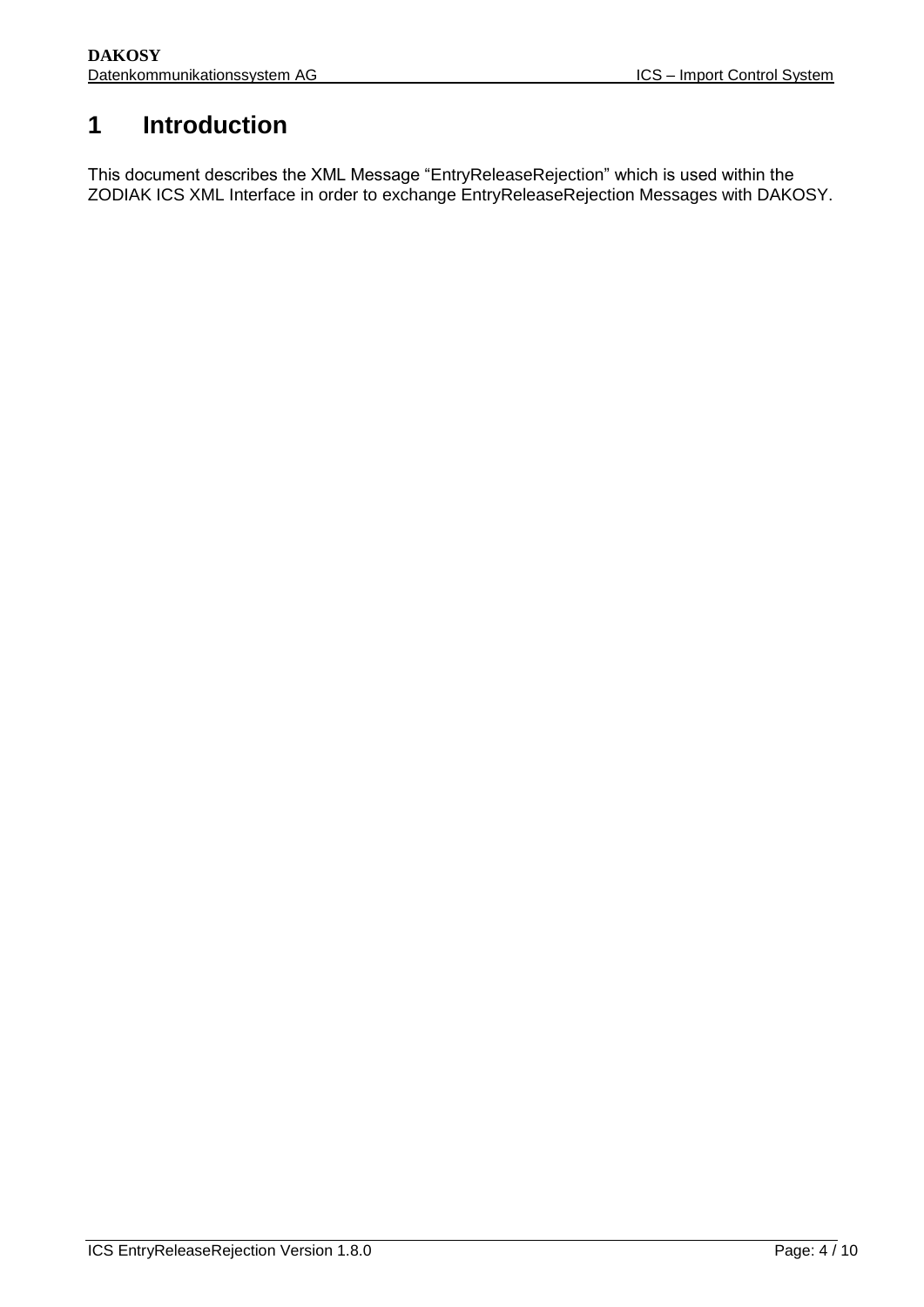# 1 Introduction

This document describes the XML Message “EntryReleaseRejection” which is used within the ZODIAK ICS XML Interface in order to exchange EntryReleaseRejection Messages with DAKOSY.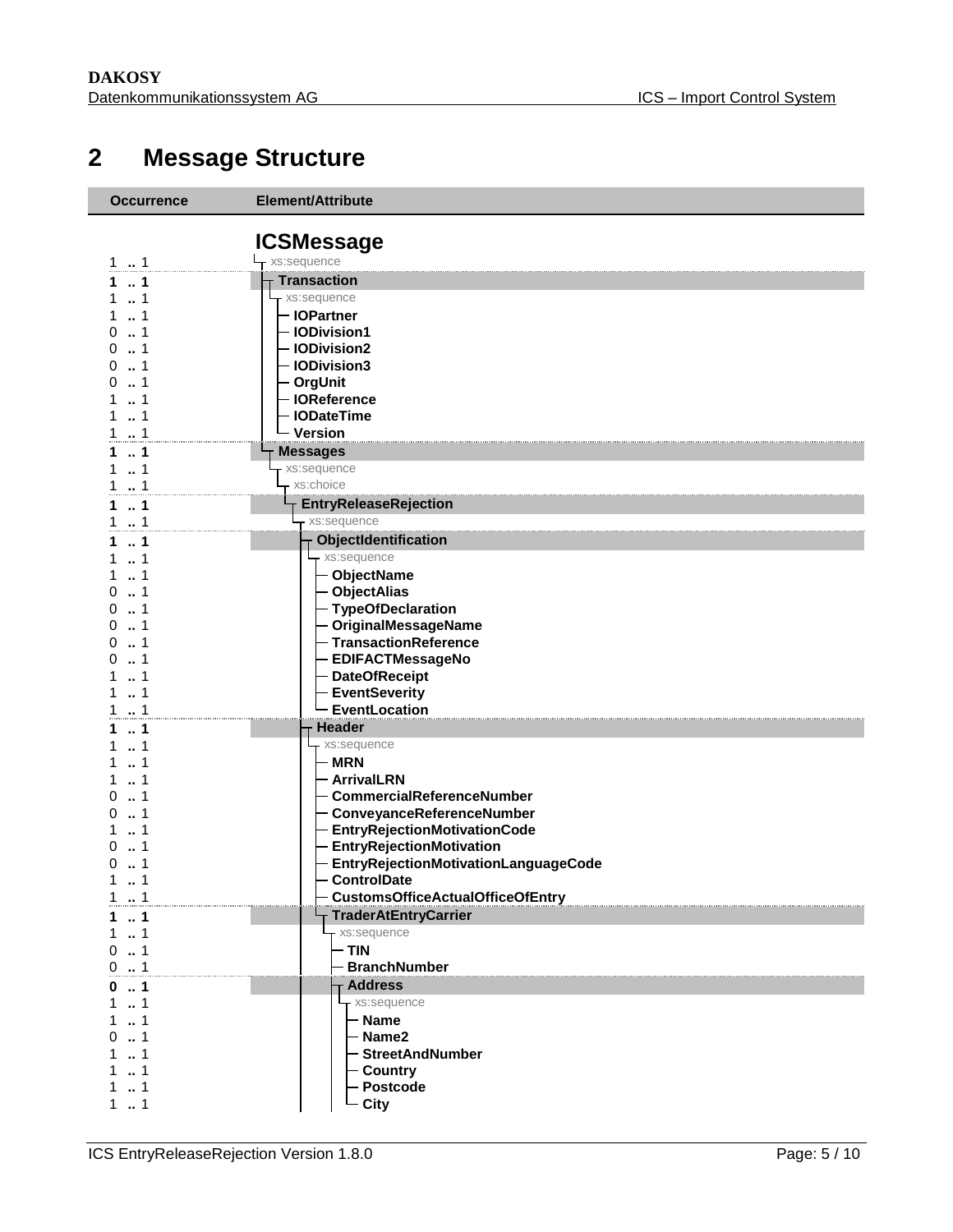# 2 Message Structure

| Occurrence | Element/Attribute |
|---|---|
| | **ICSMessage** |
| 1 .. 1 | xs:sequence |
| **1 .. 1** | **Transaction** |
| 1 .. 1 | xs:sequence |
| 1 .. 1 | **IOPartner** |
| 0 .. 1 | **IODivision1** |
| 0 .. 1 | **IODivision2** |
| 0 .. 1 | **IODivision3** |
| 0 .. 1 | **OrgUnit** |
| 1 .. 1 | **IOReference** |
| 1 .. 1 | **IODateTime** |
| 1 .. 1 | **Version** |
| **1 .. 1** | **Messages** |
| 1 .. 1 | xs:sequence |
| 1 .. 1 | xs:choice |
| **1 .. 1** | **EntryReleaseRejection** |
| 1 .. 1 | xs:sequence |
| **1 .. 1** | **ObjectIdentification** |
| 1 .. 1 | xs:sequence |
| 1 .. 1 | **ObjectName** |
| 0 .. 1 | **ObjectAlias** |
| 0 .. 1 | **TypeOfDeclaration** |
| 0 .. 1 | **OriginalMessageName** |
| 0 .. 1 | **TransactionReference** |
| 0 .. 1 | **EDIFACTMessageNo** |
| 1 .. 1 | **DateOfReceipt** |
| 1 .. 1 | **EventSeverity** |
| 1 .. 1 | **EventLocation** |
| **1 .. 1** | **Header** |
| 1 .. 1 | xs:sequence |
| 1 .. 1 | **MRN** |
| 1 .. 1 | **ArrivalLRN** |
| 0 .. 1 | **CommercialReferenceNumber** |
| 0 .. 1 | **ConveyanceReferenceNumber** |
| 1 .. 1 | **EntryRejectionMotivationCode** |
| 0 .. 1 | **EntryRejectionMotivation** |
| 0 .. 1 | **EntryRejectionMotivationLanguageCode** |
| 1 .. 1 | **ControlDate** |
| 1 .. 1 | **CustomsOfficeActualOfficeOfEntry** |
| **1 .. 1** | **TraderAtEntryCarrier** |
| 1 .. 1 | xs:sequence |
| 0 .. 1 | **TIN** |
| 0 .. 1 | **BranchNumber** |
| **0 .. 1** | **Address** |
| 1 .. 1 | xs:sequence |
| 1 .. 1 | **Name** |
| 0 .. 1 | **Name2** |
| 1 .. 1 | **StreetAndNumber** |
| 1 .. 1 | **Country** |
| 1 .. 1 | **Postcode** |
| 1 .. 1 | **City** |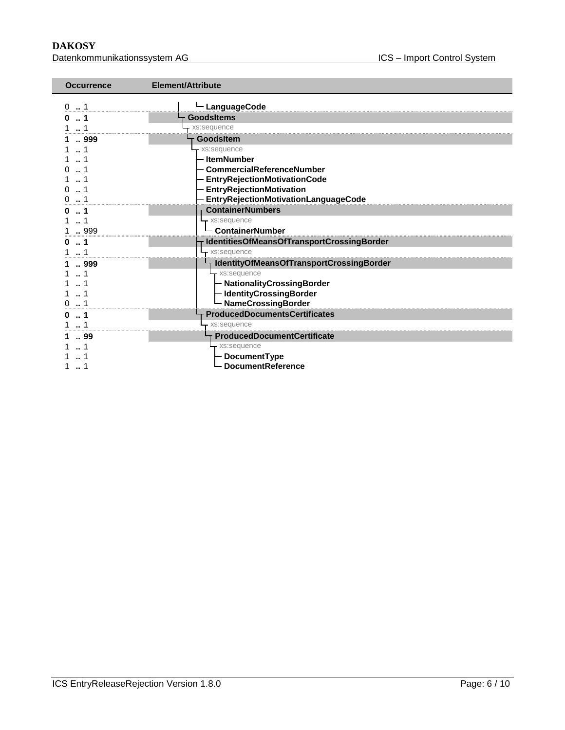| Occurrence | Element/Attribute |
|---|---|
| 0 .. 1 | LanguageCode |
| **0 .. 1** | **GoodsItems** |
| 1 .. 1 | xs:sequence |
| **1 .. 999** | **GoodsItem** |
| 1 .. 1 | xs:sequence |
| 1 .. 1 | **ItemNumber** |
| 0 .. 1 | **CommercialReferenceNumber** |
| 1 .. 1 | **EntryRejectionMotivationCode** |
| 0 .. 1 | **EntryRejectionMotivation** |
| 0 .. 1 | **EntryRejectionMotivationLanguageCode** |
| **0 .. 1** | **ContainerNumbers** |
| 1 .. 1 | xs:sequence |
| 1 .. 999 | **ContainerNumber** |
| **0 .. 1** | **IdentitiesOfMeansOfTransportCrossingBorder** |
| 1 .. 1 | xs:sequence |
| **1 .. 999** | **IdentityOfMeansOfTransportCrossingBorder** |
| 1 .. 1 | xs:sequence |
| 1 .. 1 | **NationalityCrossingBorder** |
| 1 .. 1 | **IdentityCrossingBorder** |
| 0 .. 1 | **NameCrossingBorder** |
| **0 .. 1** | **ProducedDocumentsCertificates** |
| 1 .. 1 | xs:sequence |
| **1 .. 99** | **ProducedDocumentCertificate** |
| 1 .. 1 | xs:sequence |
| 1 .. 1 | **DocumentType** |
| 1 .. 1 | **DocumentReference** |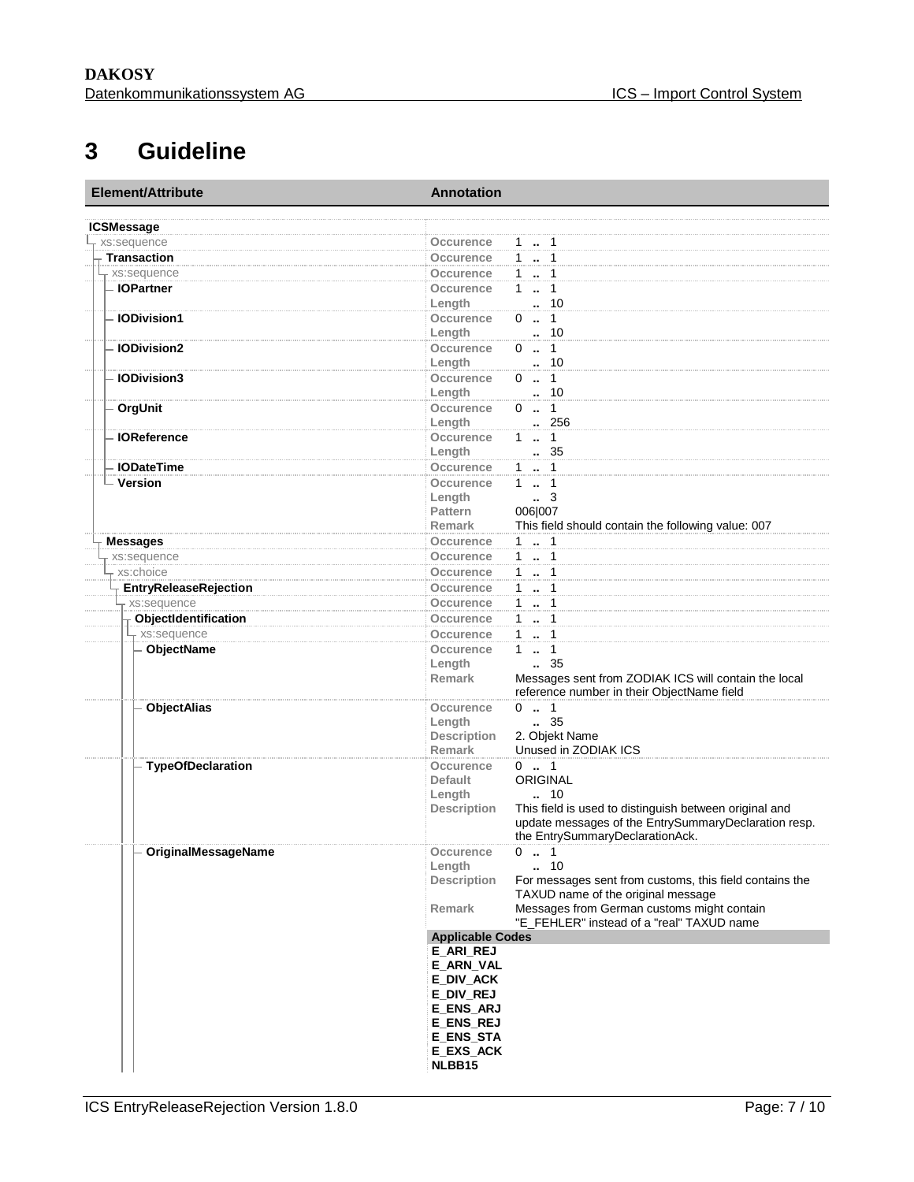# 3 Guideline

| Element/Attribute | Annotation | |
|---|---|---|
| **ICSMessage** | | |
| xs:sequence | Occurence | 1 .. 1 |
| **Transaction** | Occurence | 1 .. 1 |
| xs:sequence | Occurence | 1 .. 1 |
| **IOPartner** | Occurence | 1 .. 1 |
| | Length | .. 10 |
| **IODivision1** | Occurence | 0 .. 1 |
| | Length | .. 10 |
| **IODivision2** | Occurence | 0 .. 1 |
| | Length | .. 10 |
| **IODivision3** | Occurence | 0 .. 1 |
| | Length | .. 10 |
| **OrgUnit** | Occurence | 0 .. 1 |
| | Length | .. 256 |
| **IOReference** | Occurence | 1 .. 1 |
| | Length | .. 35 |
| **IODateTime** | Occurence | 1 .. 1 |
| **Version** | Occurence | 1 .. 1 |
| | Length | .. 3 |
| | Pattern | 006\|007 |
| | Remark | This field should contain the following value: 007 |
| **Messages** | Occurence | 1 .. 1 |
| xs:sequence | Occurence | 1 .. 1 |
| xs:choice | Occurence | 1 .. 1 |
| **EntryReleaseRejection** | Occurence | 1 .. 1 |
| xs:sequence | Occurence | 1 .. 1 |
| **ObjectIdentification** | Occurence | 1 .. 1 |
| xs:sequence | Occurence | 1 .. 1 |
| **ObjectName** | Occurence | 1 .. 1 |
| | Length | .. 35 |
| | Remark | Messages sent from ZODIAK ICS will contain the local reference number in their ObjectName field |
| **ObjectAlias** | Occurence | 0 .. 1 |
| | Length | .. 35 |
| | Description | 2. Objekt Name |
| | Remark | Unused in ZODIAK ICS |
| **TypeOfDeclaration** | Occurence | 0 .. 1 |
| | Default | ORIGINAL |
| | Length | .. 10 |
| | Description | This field is used to distinguish between original and update messages of the EntrySummaryDeclaration resp. the EntrySummaryDeclarationAck. |
| **OriginalMessageName** | Occurence | 0 .. 1 |
| | Length | .. 10 |
| | Description | For messages sent from customs, this field contains the TAXUD name of the original message |
| | Remark | Messages from German customs might contain "E_FEHLER" instead of a "real" TAXUD name |
| | **Applicable Codes** | |
| | **E_ARI_REJ** | |
| | **E_ARN_VAL** | |
| | **E_DIV_ACK** | |
| | **E_DIV_REJ** | |
| | **E_ENS_ARJ** | |
| | **E_ENS_REJ** | |
| | **E_ENS_STA** | |
| | **E_EXS_ACK** | |
| | **NLBB15** | |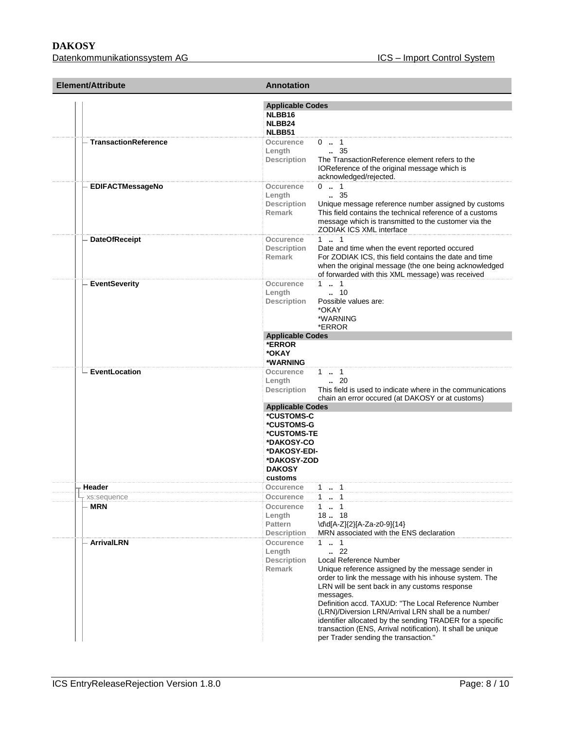| Element/Attribute | Annotation |
|---|---|
| | **Applicable Codes**<br>**NLBB16**<br>**NLBB24**<br>**NLBB51** |
| **TransactionReference** | Occurence: 0 .. 1<br>Length: .. 35<br>Description: The TransactionReference element refers to the IOReference of the original message which is acknowledged/rejected. |
| **EDIFACTMessageNo** | Occurence: 0 .. 1<br>Length: .. 35<br>Description: Unique message reference number assigned by customs<br>Remark: This field contains the technical reference of a customs message which is transmitted to the customer via the ZODIAK ICS XML interface |
| **DateOfReceipt** | Occurence: 1 .. 1<br>Description: Date and time when the event reported occured<br>Remark: For ZODIAK ICS, this field contains the date and time when the original message (the one being acknowledged of forwarded with this XML message) was received |
| **EventSeverity** | Occurence: 1 .. 1<br>Length: .. 10<br>Description: Possible values are:<br>*OKAY<br>*WARNING<br>*ERROR<br>**Applicable Codes**<br>**\*ERROR**<br>**\*OKAY**<br>**\*WARNING** |
| **EventLocation** | Occurence: 1 .. 1<br>Length: .. 20<br>Description: This field is used to indicate where in the communications chain an error occured (at DAKOSY or at customs)<br>**Applicable Codes**<br>**\*CUSTOMS-C**<br>**\*CUSTOMS-G**<br>**\*CUSTOMS-TE**<br>**\*DAKOSY-CO**<br>**\*DAKOSY-EDI-**<br>**\*DAKOSY-ZOD**<br>**DAKOSY**<br>**customs** |
| **Header** | Occurence: 1 .. 1 |
| xs:sequence | Occurence: 1 .. 1 |
| **MRN** | Occurence: 1 .. 1<br>Length: 18 .. 18<br>Pattern: \d\d[A-Z]{2}[A-Za-z0-9]{14}<br>Description: MRN associated with the ENS declaration |
| **ArrivalLRN** | Occurence: 1 .. 1<br>Length: .. 22<br>Description: Local Reference Number<br>Remark: Unique reference assigned by the message sender in order to link the message with his inhouse system. The LRN will be sent back in any customs response messages.<br>Definition accd. TAXUD: "The Local Reference Number (LRN)/Diversion LRN/Arrival LRN shall be a number/ identifier allocated by the sending TRADER for a specific transaction (ENS, Arrival notification). It shall be unique per Trader sending the transaction." |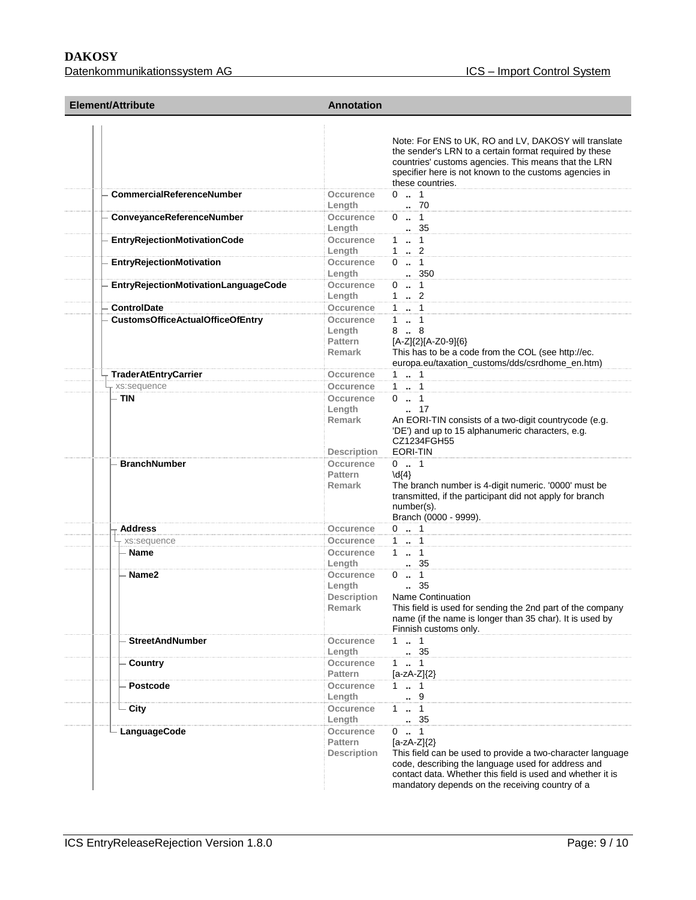| Element/Attribute | Annotation | |
| --- | --- | --- |
| | | Note: For ENS to UK, RO and LV, DAKOSY will translate the sender's LRN to a certain format required by these countries' customs agencies. This means that the LRN specifier here is not known to the customs agencies in these countries. |
| CommercialReferenceNumber | Occurence<br>Length | 0 .. 1<br>.. 70 |
| ConveyanceReferenceNumber | Occurence<br>Length | 0 .. 1<br>.. 35 |
| EntryRejectionMotivationCode | Occurence<br>Length | 1 .. 1<br>1 .. 2 |
| EntryRejectionMotivation | Occurence<br>Length | 0 .. 1<br>.. 350 |
| EntryRejectionMotivationLanguageCode | Occurence<br>Length | 0 .. 1<br>1 .. 2 |
| ControlDate | Occurence | 1 .. 1 |
| CustomsOfficeActualOfficeOfEntry | Occurence<br>Length<br>Pattern<br>Remark | 1 .. 1<br>8 .. 8<br>[A-Z]{2}[A-Z0-9]{6}<br>This has to be a code from the COL (see http://ec.europa.eu/taxation_customs/dds/csrdhome_en.htm) |
| TraderAtEntryCarrier | Occurence | 1 .. 1 |
| xs:sequence | Occurence | 1 .. 1 |
| TIN | Occurence<br>Length<br>Remark<br><br>Description | 0 .. 1<br>.. 17<br>An EORI-TIN consists of a two-digit countrycode (e.g. 'DE') and up to 15 alphanumeric characters, e.g. CZ1234FGH55<br>EORI-TIN |
| BranchNumber | Occurence<br>Pattern<br>Remark | 0 .. 1<br>\d{4}<br>The branch number is 4-digit numeric. '0000' must be transmitted, if the participant did not apply for branch number(s).<br>Branch (0000 - 9999). |
| Address | Occurence | 0 .. 1 |
| xs:sequence | Occurence | 1 .. 1 |
| Name | Occurence<br>Length | 1 .. 1<br>.. 35 |
| Name2 | Occurence<br>Length<br>Description<br>Remark | 0 .. 1<br>.. 35<br>Name Continuation<br>This field is used for sending the 2nd part of the company name (if the name is longer than 35 char). It is used by Finnish customs only. |
| StreetAndNumber | Occurence<br>Length | 1 .. 1<br>.. 35 |
| Country | Occurence<br>Pattern | 1 .. 1<br>[a-zA-Z]{2} |
| Postcode | Occurence<br>Length | 1 .. 1<br>.. 9 |
| City | Occurence<br>Length | 1 .. 1<br>.. 35 |
| LanguageCode | Occurence<br>Pattern<br>Description | 0 .. 1<br>[a-zA-Z]{2}<br>This field can be used to provide a two-character language code, describing the language used for address and contact data. Whether this field is used and whether it is mandatory depends on the receiving country of a |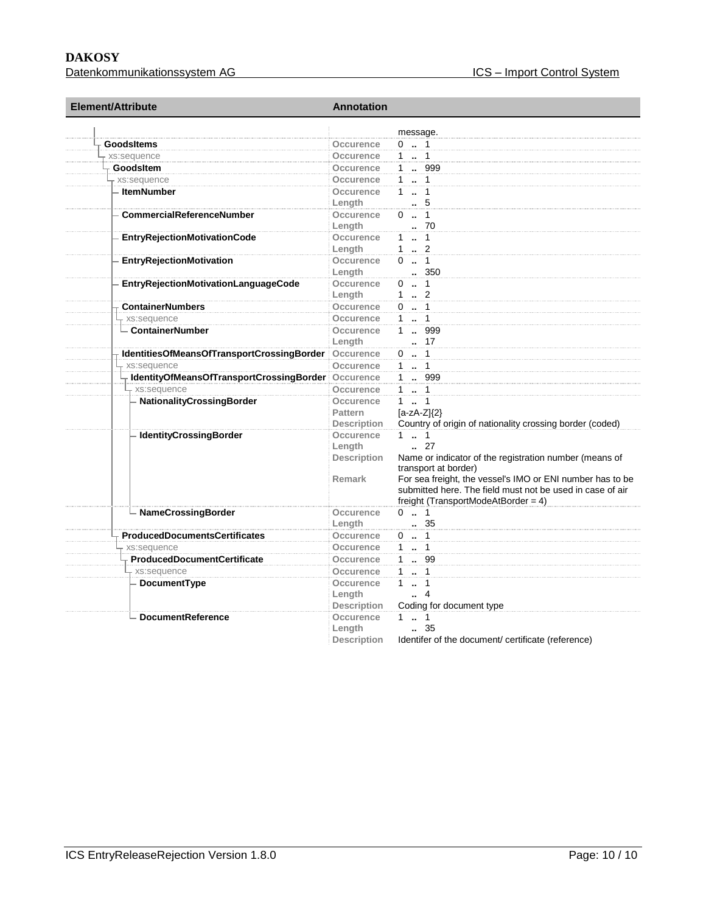| Element/Attribute | Annotation | |
|---|---|---|
| | | message. |
| GoodsItems | Occurence | 0 .. 1 |
| xs:sequence | Occurence | 1 .. 1 |
| GoodsItem | Occurence | 1 .. 999 |
| xs:sequence | Occurence | 1 .. 1 |
| ItemNumber | Occurence | 1 .. 1 |
| | Length | .. 5 |
| CommercialReferenceNumber | Occurence | 0 .. 1 |
| | Length | .. 70 |
| EntryRejectionMotivationCode | Occurence | 1 .. 1 |
| | Length | 1 .. 2 |
| EntryRejectionMotivation | Occurence | 0 .. 1 |
| | Length | .. 350 |
| EntryRejectionMotivationLanguageCode | Occurence | 0 .. 1 |
| | Length | 1 .. 2 |
| ContainerNumbers | Occurence | 0 .. 1 |
| xs:sequence | Occurence | 1 .. 1 |
| ContainerNumber | Occurence | 1 .. 999 |
| | Length | .. 17 |
| IdentitiesOfMeansOfTransportCrossingBorder | Occurence | 0 .. 1 |
| xs:sequence | Occurence | 1 .. 1 |
| IdentityOfMeansOfTransportCrossingBorder | Occurence | 1 .. 999 |
| xs:sequence | Occurence | 1 .. 1 |
| NationalityCrossingBorder | Occurence | 1 .. 1 |
| | Pattern | [a-zA-Z]{2} |
| | Description | Country of origin of nationality crossing border (coded) |
| IdentityCrossingBorder | Occurence | 1 .. 1 |
| | Length | .. 27 |
| | Description | Name or indicator of the registration number (means of transport at border) |
| | Remark | For sea freight, the vessel's IMO or ENI number has to be submitted here. The field must not be used in case of air freight (TransportModeAtBorder = 4) |
| NameCrossingBorder | Occurence | 0 .. 1 |
| | Length | .. 35 |
| ProducedDocumentsCertificates | Occurence | 0 .. 1 |
| xs:sequence | Occurence | 1 .. 1 |
| ProducedDocumentCertificate | Occurence | 1 .. 99 |
| xs:sequence | Occurence | 1 .. 1 |
| DocumentType | Occurence | 1 .. 1 |
| | Length | .. 4 |
| | Description | Coding for document type |
| DocumentReference | Occurence | 1 .. 1 |
| | Length | .. 35 |
| | Description | Identifer of the document/ certificate (reference) |